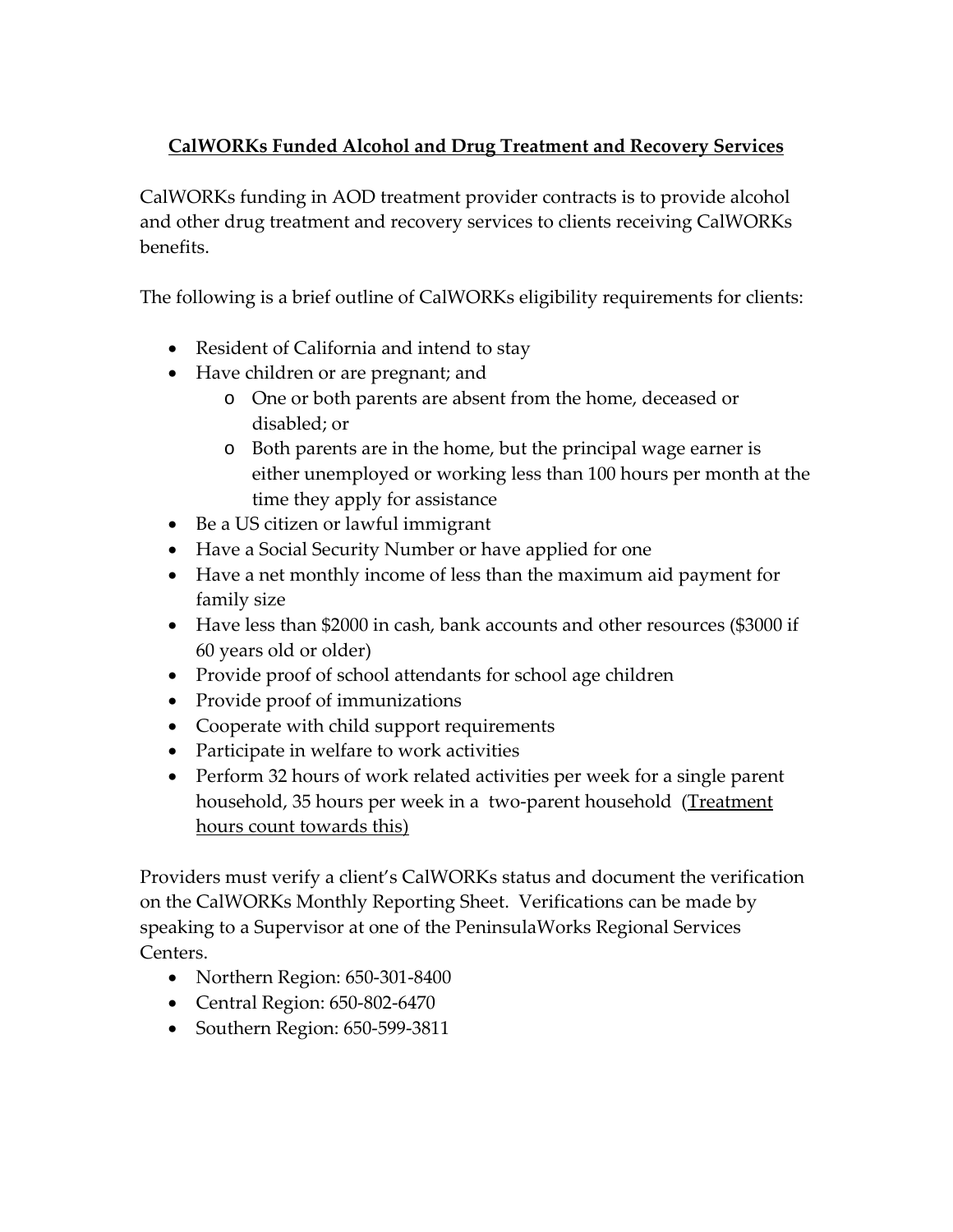# <u>CalWORKs Funded Alcohol and Drug Treatment and Recovery Services</u>

CalWORKs funding in AOD treatment provider contracts is to provide alcohol and other drug treatment and recovery services to clients receiving CalWORKs benefits.

The following is a brief outline of CalWORKs eligibility requirements for clients:

- Resident of California and intend to stay
- Have children or are pregnant; and
    - One or both parents are absent from the home, deceased or disabled; or
    - Both parents are in the home, but the principal wage earner is either unemployed or working less than 100 hours per month at the time they apply for assistance
- Be a US citizen or lawful immigrant
- Have a Social Security Number or have applied for one
- Have a net monthly income of less than the maximum aid payment for family size
- Have less than $2000 in cash, bank accounts and other resources ($3000 if 60 years old or older)
- Provide proof of school attendants for school age children
- Provide proof of immunizations
- Cooperate with child support requirements
- Participate in welfare to work activities
- Perform 32 hours of work related activities per week for a single parent household, 35 hours per week in a two-parent household (<u>Treatment hours count towards this)</u>

Providers must verify a client's CalWORKs status and document the verification on the CalWORKs Monthly Reporting Sheet. Verifications can be made by speaking to a Supervisor at one of the PeninsulaWorks Regional Services Centers.

- Northern Region: 650-301-8400
- Central Region: 650-802-6470
- Southern Region: 650-599-3811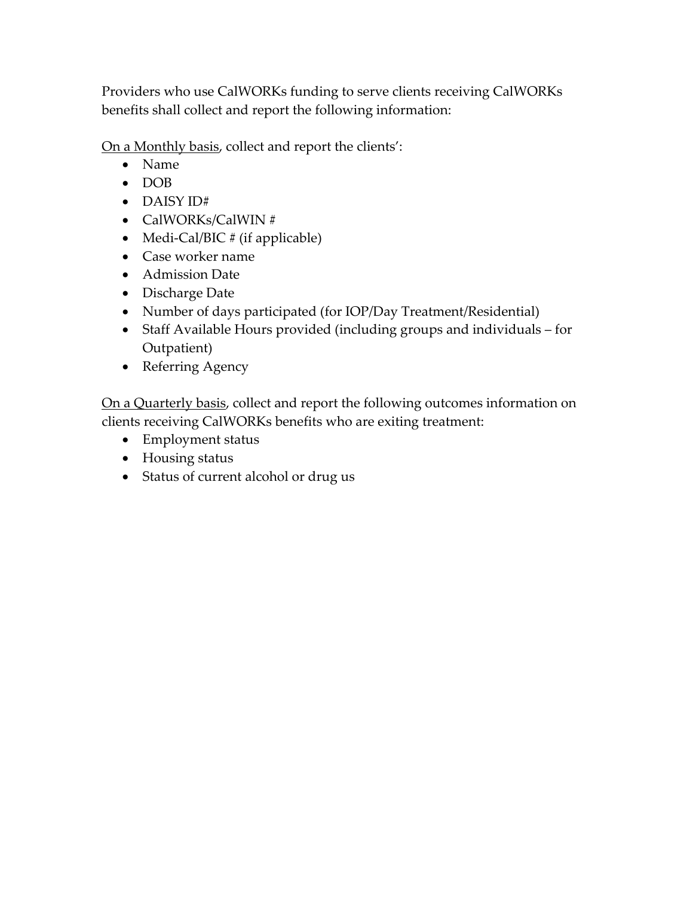Providers who use CalWORKs funding to serve clients receiving CalWORKs benefits shall collect and report the following information:

<u>On a Monthly basis</u>, collect and report the clients':

- Name
- DOB
- DAISY ID#
- CalWORKs/CalWIN #
- Medi-Cal/BIC # (if applicable)
- Case worker name
- Admission Date
- Discharge Date
- Number of days participated (for IOP/Day Treatment/Residential)
- Staff Available Hours provided (including groups and individuals – for Outpatient)
- Referring Agency

<u>On a Quarterly basis</u>, collect and report the following outcomes information on clients receiving CalWORKs benefits who are exiting treatment:

- Employment status
- Housing status
- Status of current alcohol or drug us